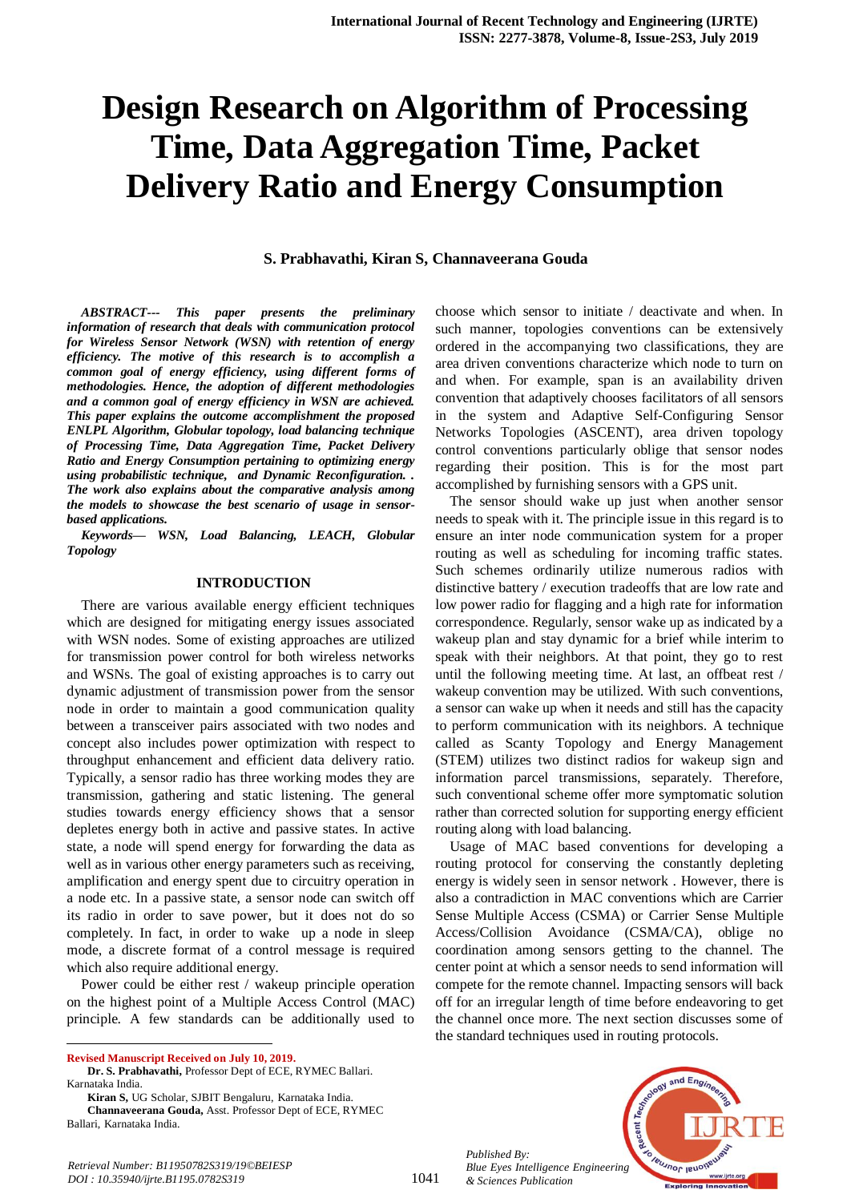# Design Research on Algorithm of Processing Time, Data Aggregation Time, Packet Delivery Ratio and Energy Consumption

**S. Prabhavathi, Kiran S, Channaveerana Gouda**

***ABSTRACT--- This paper presents the preliminary information of research that deals with communication protocol for Wireless Sensor Network (WSN) with retention of energy efficiency. The motive of this research is to accomplish a common goal of energy efficiency, using different forms of methodologies. Hence, the adoption of different methodologies and a common goal of energy efficiency in WSN are achieved. This paper explains the outcome accomplishment the proposed ENLPL Algorithm, Globular topology, load balancing technique of Processing Time, Data Aggregation Time, Packet Delivery Ratio and Energy Consumption pertaining to optimizing energy using probabilistic technique, and Dynamic Reconfiguration. . The work also explains about the comparative analysis among the models to showcase the best scenario of usage in sensor-based applications.***

***Keywords— WSN, Load Balancing, LEACH, Globular Topology***

## INTRODUCTION

There are various available energy efficient techniques which are designed for mitigating energy issues associated with WSN nodes. Some of existing approaches are utilized for transmission power control for both wireless networks and WSNs. The goal of existing approaches is to carry out dynamic adjustment of transmission power from the sensor node in order to maintain a good communication quality between a transceiver pairs associated with two nodes and concept also includes power optimization with respect to throughput enhancement and efficient data delivery ratio. Typically, a sensor radio has three working modes they are transmission, gathering and static listening. The general studies towards energy efficiency shows that a sensor depletes energy both in active and passive states. In active state, a node will spend energy for forwarding the data as well as in various other energy parameters such as receiving, amplification and energy spent due to circuitry operation in a node etc. In a passive state, a sensor node can switch off its radio in order to save power, but it does not do so completely. In fact, in order to wake up a node in sleep mode, a discrete format of a control message is required which also require additional energy.

Power could be either rest / wakeup principle operation on the highest point of a Multiple Access Control (MAC) principle. A few standards can be additionally used to choose which sensor to initiate / deactivate and when. In such manner, topologies conventions can be extensively ordered in the accompanying two classifications, they are area driven conventions characterize which node to turn on and when. For example, span is an availability driven convention that adaptively chooses facilitators of all sensors in the system and Adaptive Self-Configuring Sensor Networks Topologies (ASCENT), area driven topology control conventions particularly oblige that sensor nodes regarding their position. This is for the most part accomplished by furnishing sensors with a GPS unit.

The sensor should wake up just when another sensor needs to speak with it. The principle issue in this regard is to ensure an inter node communication system for a proper routing as well as scheduling for incoming traffic states. Such schemes ordinarily utilize numerous radios with distinctive battery / execution tradeoffs that are low rate and low power radio for flagging and a high rate for information correspondence. Regularly, sensor wake up as indicated by a wakeup plan and stay dynamic for a brief while interim to speak with their neighbors. At that point, they go to rest until the following meeting time. At last, an offbeat rest / wakeup convention may be utilized. With such conventions, a sensor can wake up when it needs and still has the capacity to perform communication with its neighbors. A technique called as Scanty Topology and Energy Management (STEM) utilizes two distinct radios for wakeup sign and information parcel transmissions, separately. Therefore, such conventional scheme offer more symptomatic solution rather than corrected solution for supporting energy efficient routing along with load balancing.

Usage of MAC based conventions for developing a routing protocol for conserving the constantly depleting energy is widely seen in sensor network . However, there is also a contradiction in MAC conventions which are Carrier Sense Multiple Access (CSMA) or Carrier Sense Multiple Access/Collision Avoidance (CSMA/CA), oblige no coordination among sensors getting to the channel. The center point at which a sensor needs to send information will compete for the remote channel. Impacting sensors will back off for an irregular length of time before endeavoring to get the channel once more. The next section discusses some of the standard techniques used in routing protocols.

---

**Revised Manuscript Received on July 10, 2019.**

**Dr. S. Prabhavathi,** Professor Dept of ECE, RYMEC Ballari. Karnataka India.

**Kiran S,** UG Scholar, SJBIT Bengaluru, Karnataka India.

**Channaveerana Gouda,** Asst. Professor Dept of ECE, RYMEC Ballari, Karnataka India.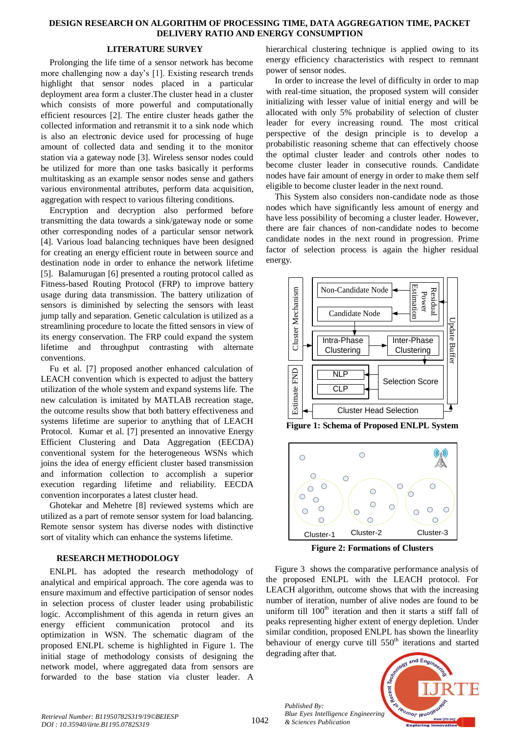## LITERATURE SURVEY

Prolonging the life time of a sensor network has become more challenging now a day's [1]. Existing research trends highlight that sensor nodes placed in a particular deployment area form a cluster.The cluster head in a cluster which consists of more powerful and computationally efficient resources [2]. The entire cluster heads gather the collected information and retransmit it to a sink node which is also an electronic device used for processing of huge amount of collected data and sending it to the monitor station via a gateway node [3]. Wireless sensor nodes could be utilized for more than one tasks basically it performs multitasking as an example sensor nodes sense and gathers various environmental attributes, perform data acquisition, aggregation with respect to various filtering conditions.

Encryption and decryption also performed before transmitting the data towards a sink/gateway node or some other corresponding nodes of a particular sensor network [4]. Various load balancing techniques have been designed for creating an energy efficient route in between source and destination node in order to enhance the network lifetime [5]. Balamurugan [6] presented a routing protocol called as Fitness-based Routing Protocol (FRP) to improve battery usage during data transmission. The battery utilization of sensors is diminished by selecting the sensors with least jump tally and separation. Genetic calculation is utilized as a streamlining procedure to locate the fitted sensors in view of its energy conservation. The FRP could expand the system lifetime and throughput contrasting with alternate conventions.

Fu et al. [7] proposed another enhanced calculation of LEACH convention which is expected to adjust the battery utilization of the whole system and expand systems life. The new calculation is imitated by MATLAB recreation stage, the outcome results show that both battery effectiveness and systems lifetime are superior to anything that of LEACH Protocol. Kumar et al. [7] presented an innovative Energy Efficient Clustering and Data Aggregation (EECDA) conventional system for the heterogeneous WSNs which joins the idea of energy efficient cluster based transmission and information collection to accomplish a superior execution regarding lifetime and reliability. EECDA convention incorporates a latest cluster head.

Ghotekar and Mehetre [8] reviewed systems which are utilized as a part of remote sensor system for load balancing. Remote sensor system has diverse nodes with distinctive sort of vitality which can enhance the systems lifetime.

## RESEARCH METHODOLOGY

ENLPL has adopted the research methodology of analytical and empirical approach. The core agenda was to ensure maximum and effective participation of sensor nodes in selection process of cluster leader using probabilistic logic. Accomplishment of this agenda in return gives an energy efficient communication protocol and its optimization in WSN. The schematic diagram of the proposed ENLPL scheme is highlighted in Figure 1. The initial stage of methodology consists of designing the network model, where aggregated data from sensors are forwarded to the base station via cluster leader. A hierarchical clustering technique is applied owing to its energy efficiency characteristics with respect to remnant power of sensor nodes.

In order to increase the level of difficulty in order to map with real-time situation, the proposed system will consider initializing with lesser value of initial energy and will be allocated with only 5% probability of selection of cluster leader for every increasing round. The most critical perspective of the design principle is to develop a probabilistic reasoning scheme that can effectively choose the optimal cluster leader and controls other nodes to become cluster leader in consecutive rounds. Candidate nodes have fair amount of energy in order to make them self eligible to become cluster leader in the next round.

This System also considers non-candidate node as those nodes which have significantly less amount of energy and have less possibility of becoming a cluster leader. However, there are fair chances of non-candidate nodes to become candidate nodes in the next round in progression. Prime factor of selection process is again the higher residual energy.

**Figure 1: Schema of Proposed ENLPL System**

**Figure 2: Formations of Clusters**

Figure 3 shows the comparative performance analysis of the proposed ENLPL with the LEACH protocol. For LEACH algorithm, outcome shows that with the increasing number of iteration, number of alive nodes are found to be uniform till 100[th] iteration and then it starts a stiff fall of peaks representing higher extent of energy depletion. Under similar condition, proposed ENLPL has shown the linearity behaviour of energy curve till 550[th] iterations and started degrading after that.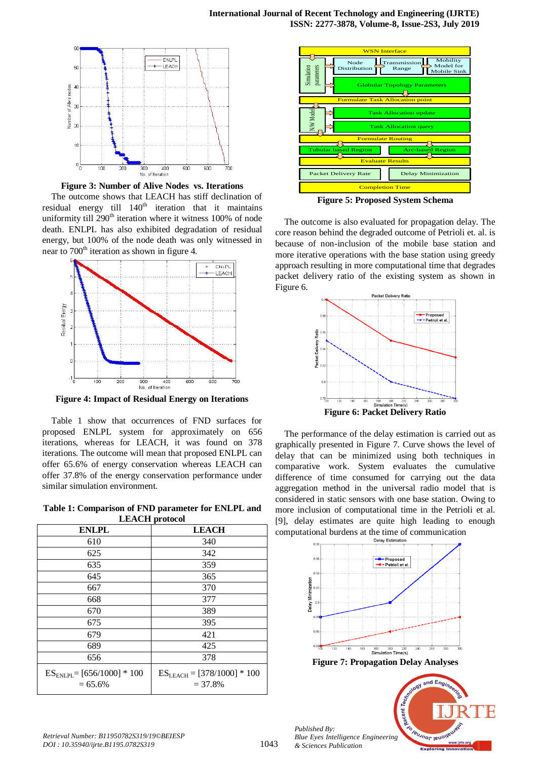**Figure 3: Number of Alive Nodes vs. Iterations**

The outcome shows that LEACH has stiff declination of residual energy till 140th iteration that it maintains uniformity till 290th iteration where it witness 100% of node death. ENLPL has also exhibited degradation of residual energy, but 100% of the node death was only witnessed in near to 700th iteration as shown in figure 4.

**Figure 4: Impact of Residual Energy on Iterations**

Table 1 show that occurrences of FND surfaces for proposed ENLPL system for approximately on 656 iterations, whereas for LEACH, it was found on 378 iterations. The outcome will mean that proposed ENLPL can offer 65.6% of energy conservation whereas LEACH can offer 37.8% of the energy conservation performance under similar simulation environment.

**Table 1: Comparison of FND parameter for ENLPL and LEACH protocol**

| ENLPL | LEACH |
|---|---|
| 610 | 340 |
| 625 | 342 |
| 635 | 359 |
| 645 | 365 |
| 667 | 370 |
| 668 | 377 |
| 670 | 389 |
| 675 | 395 |
| 679 | 421 |
| 689 | 425 |
| 656 | 378 |
| $ES_{ENLPL}$ = [656/1000] * 100 = 65.6% | $ES_{LEACH}$ = [378/1000] * 100 = 37.8% |

**Figure 5: Proposed System Schema**

The outcome is also evaluated for propagation delay. The core reason behind the degraded outcome of Petrioli et. al. is because of non-inclusion of the mobile base station and more iterative operations with the base station using greedy approach resulting in more computational time that degrades packet delivery ratio of the existing system as shown in Figure 6.

**Figure 6: Packet Delivery Ratio**

The performance of the delay estimation is carried out as graphically presented in Figure 7. Curve shows the level of delay that can be minimized using both techniques in comparative work. System evaluates the cumulative difference of time consumed for carrying out the data aggregation method in the universal radio model that is considered in static sensors with one base station. Owing to more inclusion of computational time in the Petrioli et al. [9], delay estimates are quite high leading to enough computational burdens at the time of communication

**Figure 7: Propagation Delay Analyses**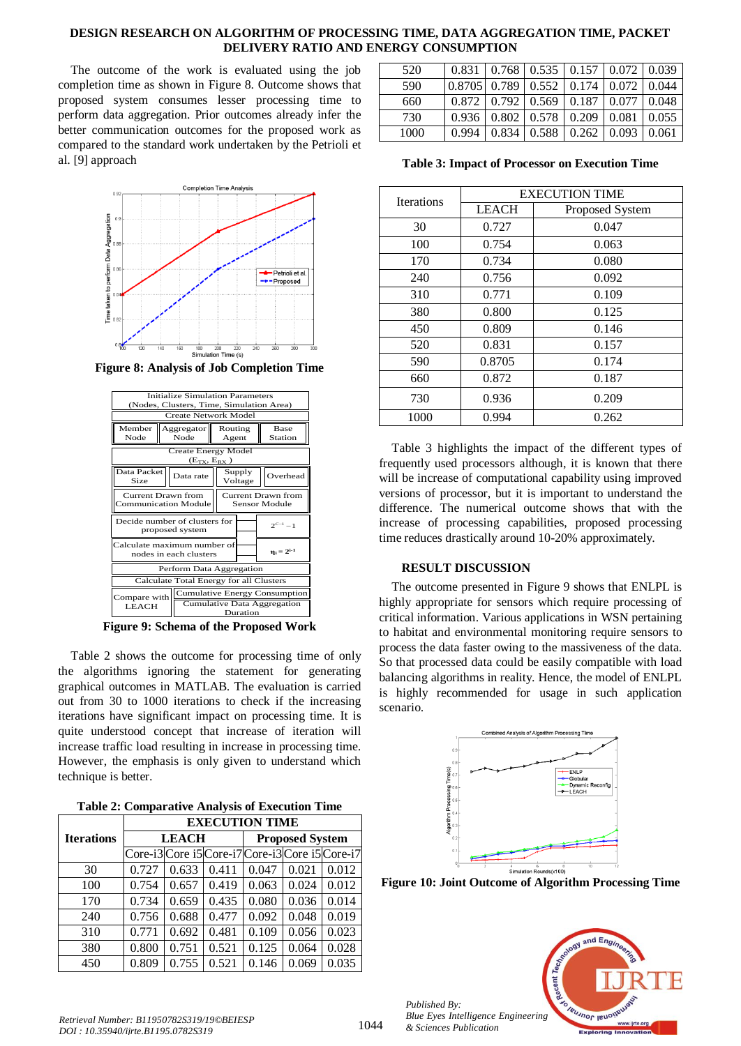**DESIGN RESEARCH ON ALGORITHM OF PROCESSING TIME, DATA AGGREGATION TIME, PACKET DELIVERY RATIO AND ENERGY CONSUMPTION**

The outcome of the work is evaluated using the job completion time as shown in Figure 8. Outcome shows that proposed system consumes lesser processing time to perform data aggregation. Prior outcomes already infer the better communication outcomes for the proposed work as compared to the standard work undertaken by the Petrioli et al. [9] approach

**Figure 8: Analysis of Job Completion Time**

**Figure 9: Schema of the Proposed Work**

Table 2 shows the outcome for processing time of only the algorithms ignoring the statement for generating graphical outcomes in MATLAB. The evaluation is carried out from 30 to 1000 iterations to check if the increasing iterations have significant impact on processing time. It is quite understood concept that increase of iteration will increase traffic load resulting in increase in processing time. However, the emphasis is only given to understand which technique is better.

**Table 2: Comparative Analysis of Execution Time**

| Iterations | EXECUTION TIME | | | | | |
|---|---|---|---|---|---|---|
| | LEACH | | | Proposed System | | |
| | Core-i3 | Core i5 | Core-i7 | Core-i3 | Core i5 | Core-i7 |
| 30 | 0.727 | 0.633 | 0.411 | 0.047 | 0.021 | 0.012 |
| 100 | 0.754 | 0.657 | 0.419 | 0.063 | 0.024 | 0.012 |
| 170 | 0.734 | 0.659 | 0.435 | 0.080 | 0.036 | 0.014 |
| 240 | 0.756 | 0.688 | 0.477 | 0.092 | 0.048 | 0.019 |
| 310 | 0.771 | 0.692 | 0.481 | 0.109 | 0.056 | 0.023 |
| 380 | 0.800 | 0.751 | 0.521 | 0.125 | 0.064 | 0.028 |
| 450 | 0.809 | 0.755 | 0.521 | 0.146 | 0.069 | 0.035 |
| 520 | 0.831 | 0.768 | 0.535 | 0.157 | 0.072 | 0.039 |
| 590 | 0.8705 | 0.789 | 0.552 | 0.174 | 0.072 | 0.044 |
| 660 | 0.872 | 0.792 | 0.569 | 0.187 | 0.077 | 0.048 |
| 730 | 0.936 | 0.802 | 0.578 | 0.209 | 0.081 | 0.055 |
| 1000 | 0.994 | 0.834 | 0.588 | 0.262 | 0.093 | 0.061 |

**Table 3: Impact of Processor on Execution Time**

| Iterations | EXECUTION TIME | |
|---|---|---|
| | LEACH | Proposed System |
| 30 | 0.727 | 0.047 |
| 100 | 0.754 | 0.063 |
| 170 | 0.734 | 0.080 |
| 240 | 0.756 | 0.092 |
| 310 | 0.771 | 0.109 |
| 380 | 0.800 | 0.125 |
| 450 | 0.809 | 0.146 |
| 520 | 0.831 | 0.157 |
| 590 | 0.8705 | 0.174 |
| 660 | 0.872 | 0.187 |
| 730 | 0.936 | 0.209 |
| 1000 | 0.994 | 0.262 |

Table 3 highlights the impact of the different types of frequently used processors although, it is known that there will be increase of computational capability using improved versions of processor, but it is important to understand the difference. The numerical outcome shows that with the increase of processing capabilities, proposed processing time reduces drastically around 10-20% approximately.

## RESULT DISCUSSION

The outcome presented in Figure 9 shows that ENLPL is highly appropriate for sensors which require processing of critical information. Various applications in WSN pertaining to habitat and environmental monitoring require sensors to process the data faster owing to the massiveness of the data. So that processed data could be easily compatible with load balancing algorithms in reality. Hence, the model of ENLPL is highly recommended for usage in such application scenario.

**Figure 10: Joint Outcome of Algorithm Processing Time**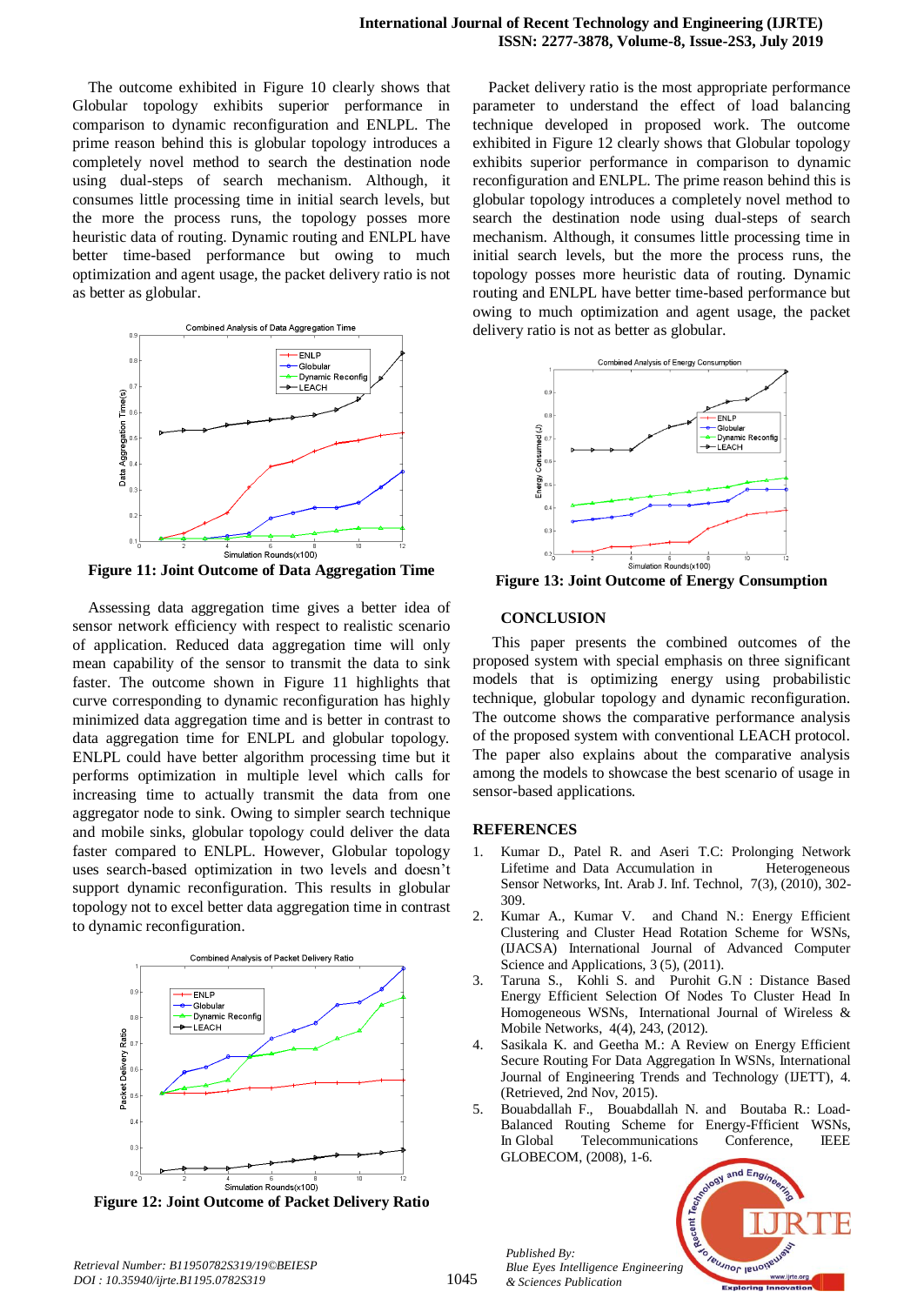The outcome exhibited in Figure 10 clearly shows that Globular topology exhibits superior performance in comparison to dynamic reconfiguration and ENLPL. The prime reason behind this is globular topology introduces a completely novel method to search the destination node using dual-steps of search mechanism. Although, it consumes little processing time in initial search levels, but the more the process runs, the topology posses more heuristic data of routing. Dynamic routing and ENLPL have better time-based performance but owing to much optimization and agent usage, the packet delivery ratio is not as better as globular.

**Figure 11: Joint Outcome of Data Aggregation Time**

Assessing data aggregation time gives a better idea of sensor network efficiency with respect to realistic scenario of application. Reduced data aggregation time will only mean capability of the sensor to transmit the data to sink faster. The outcome shown in Figure 11 highlights that curve corresponding to dynamic reconfiguration has highly minimized data aggregation time and is better in contrast to data aggregation time for ENLPL and globular topology. ENLPL could have better algorithm processing time but it performs optimization in multiple level which calls for increasing time to actually transmit the data from one aggregator node to sink. Owing to simpler search technique and mobile sinks, globular topology could deliver the data faster compared to ENLPL. However, Globular topology uses search-based optimization in two levels and doesn't support dynamic reconfiguration. This results in globular topology not to excel better data aggregation time in contrast to dynamic reconfiguration.

**Figure 12: Joint Outcome of Packet Delivery Ratio**

Packet delivery ratio is the most appropriate performance parameter to understand the effect of load balancing technique developed in proposed work. The outcome exhibited in Figure 12 clearly shows that Globular topology exhibits superior performance in comparison to dynamic reconfiguration and ENLPL. The prime reason behind this is globular topology introduces a completely novel method to search the destination node using dual-steps of search mechanism. Although, it consumes little processing time in initial search levels, but the more the process runs, the topology posses more heuristic data of routing. Dynamic routing and ENLPL have better time-based performance but owing to much optimization and agent usage, the packet delivery ratio is not as better as globular.

**Figure 13: Joint Outcome of Energy Consumption**

## CONCLUSION

This paper presents the combined outcomes of the proposed system with special emphasis on three significant models that is optimizing energy using probabilistic technique, globular topology and dynamic reconfiguration. The outcome shows the comparative performance analysis of the proposed system with conventional LEACH protocol. The paper also explains about the comparative analysis among the models to showcase the best scenario of usage in sensor-based applications.

## REFERENCES

1. Kumar D., Patel R. and Aseri T.C: Prolonging Network Lifetime and Data Accumulation in Heterogeneous Sensor Networks, Int. Arab J. Inf. Technol, 7(3), (2010), 302-309.
2. Kumar A., Kumar V. and Chand N.: Energy Efficient Clustering and Cluster Head Rotation Scheme for WSNs, (IJACSA) International Journal of Advanced Computer Science and Applications, 3 (5), (2011).
3. Taruna S., Kohli S. and Purohit G.N : Distance Based Energy Efficient Selection Of Nodes To Cluster Head In Homogeneous WSNs, International Journal of Wireless & Mobile Networks, 4(4), 243, (2012).
4. Sasikala K. and Geetha M.: A Review on Energy Efficient Secure Routing For Data Aggregation In WSNs, International Journal of Engineering Trends and Technology (IJETT), 4. (Retrieved, 2nd Nov, 2015).
5. Bouabdallah F., Bouabdallah N. and Boutaba R.: Load-Balanced Routing Scheme for Energy-Ffficient WSNs, In Global Telecommunications Conference, IEEE GLOBECOM, (2008), 1-6.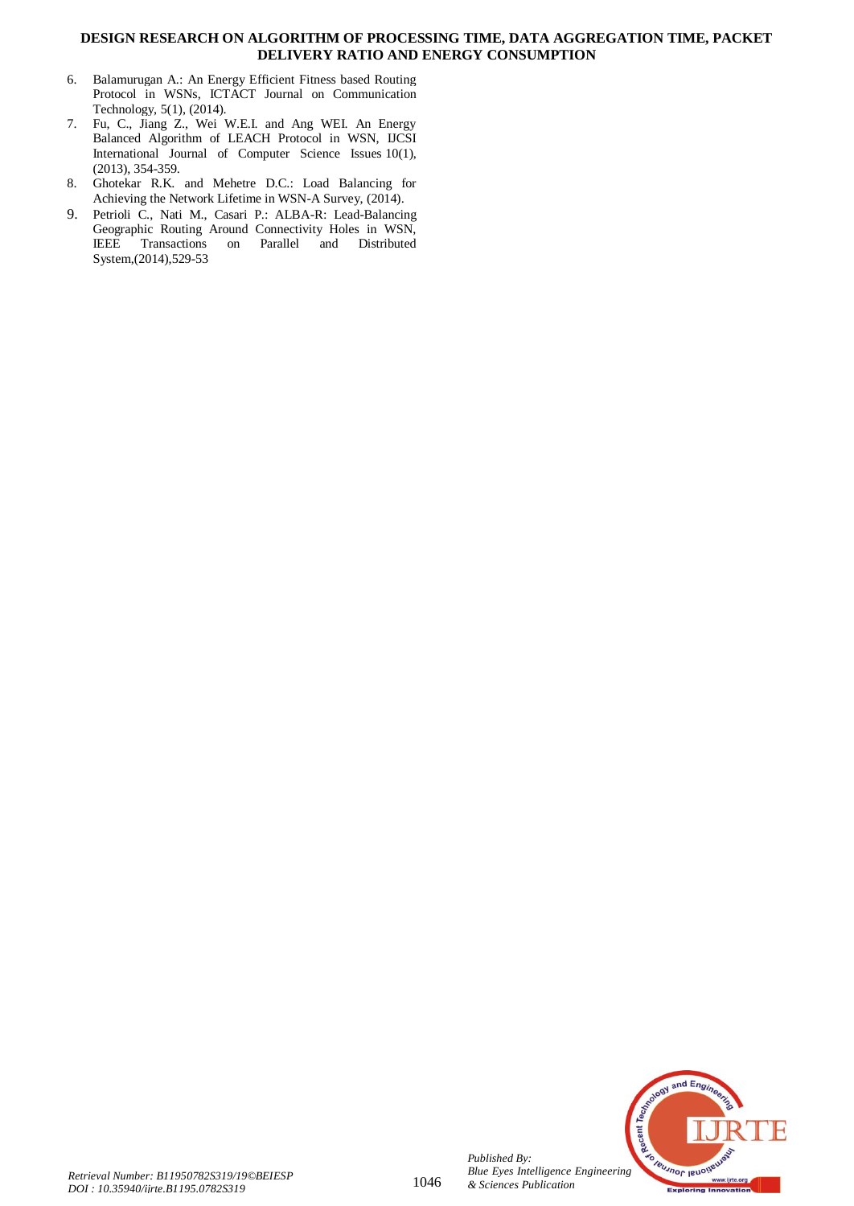6. Balamurugan A.: An Energy Efficient Fitness based Routing Protocol in WSNs, ICTACT Journal on Communication Technology, 5(1), (2014).
7. Fu, C., Jiang Z., Wei W.E.I. and Ang WEI. An Energy Balanced Algorithm of LEACH Protocol in WSN, IJCSI International Journal of Computer Science Issues 10(1), (2013), 354-359.
8. Ghotekar R.K. and Mehetre D.C.: Load Balancing for Achieving the Network Lifetime in WSN-A Survey, (2014).
9. Petrioli C., Nati M., Casari P.: ALBA-R: Lead-Balancing Geographic Routing Around Connectivity Holes in WSN, IEEE Transactions on Parallel and Distributed System,(2014),529-53